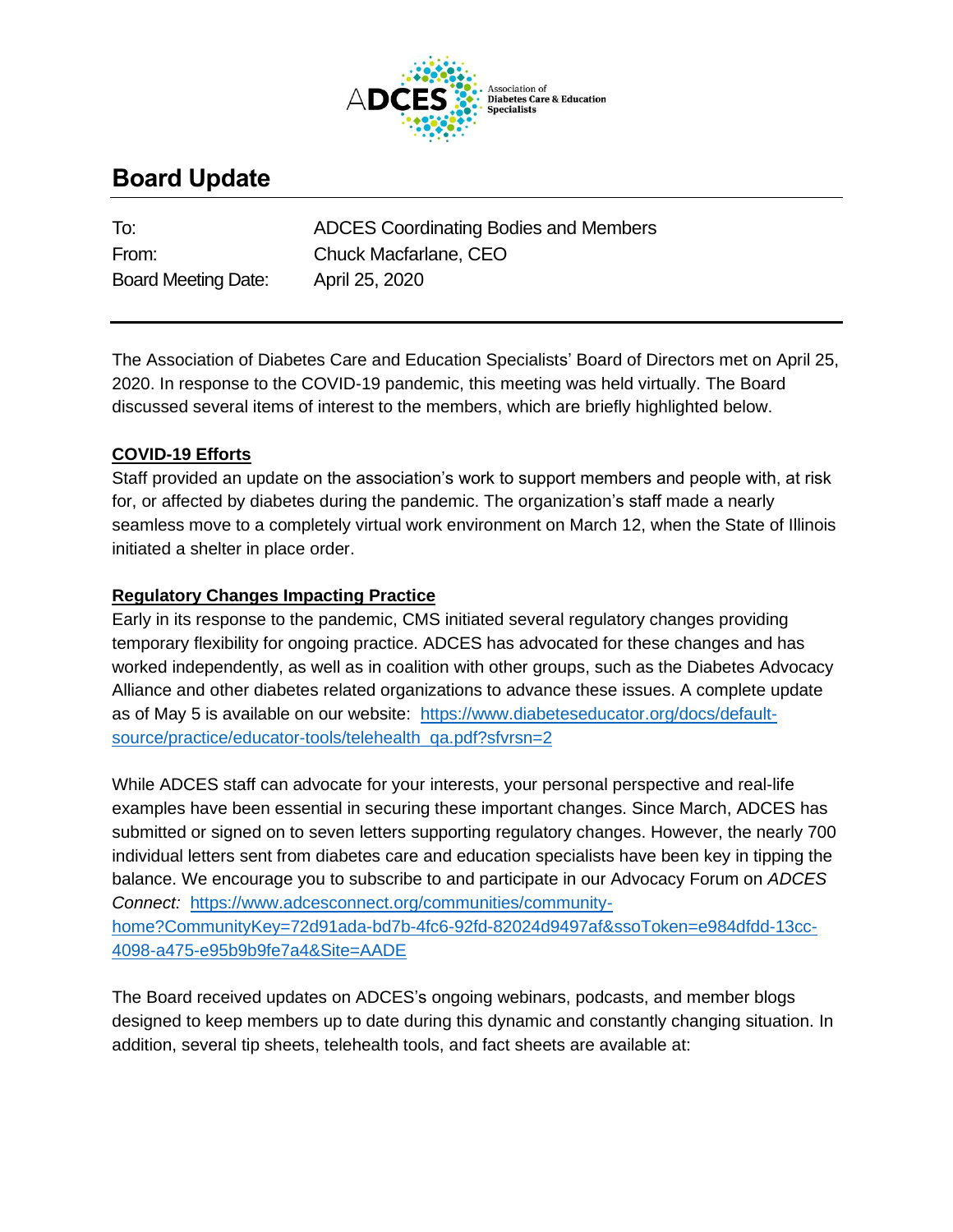# Board Update

| | |
|---|---|
| To: | ADCES Coordinating Bodies and Members |
| From: | Chuck Macfarlane, CEO |
| Board Meeting Date: | April 25, 2020 |

The Association of Diabetes Care and Education Specialists' Board of Directors met on April 25, 2020. In response to the COVID-19 pandemic, this meeting was held virtually. The Board discussed several items of interest to the members, which are briefly highlighted below.

## COVID-19 Efforts

Staff provided an update on the association's work to support members and people with, at risk for, or affected by diabetes during the pandemic. The organization's staff made a nearly seamless move to a completely virtual work environment on March 12, when the State of Illinois initiated a shelter in place order.

## Regulatory Changes Impacting Practice

Early in its response to the pandemic, CMS initiated several regulatory changes providing temporary flexibility for ongoing practice. ADCES has advocated for these changes and has worked independently, as well as in coalition with other groups, such as the Diabetes Advocacy Alliance and other diabetes related organizations to advance these issues. A complete update as of May 5 is available on our website: https://www.diabeteseducator.org/docs/default-source/practice/educator-tools/telehealth_qa.pdf?sfvrsn=2

While ADCES staff can advocate for your interests, your personal perspective and real-life examples have been essential in securing these important changes. Since March, ADCES has submitted or signed on to seven letters supporting regulatory changes. However, the nearly 700 individual letters sent from diabetes care and education specialists have been key in tipping the balance. We encourage you to subscribe to and participate in our Advocacy Forum on *ADCES Connect:* https://www.adcesconnect.org/communities/community-home?CommunityKey=72d91ada-bd7b-4fc6-92fd-82024d9497af&ssoToken=e984dfdd-13cc-4098-a475-e95b9b9fe7a4&Site=AADE

The Board received updates on ADCES's ongoing webinars, podcasts, and member blogs designed to keep members up to date during this dynamic and constantly changing situation. In addition, several tip sheets, telehealth tools, and fact sheets are available at: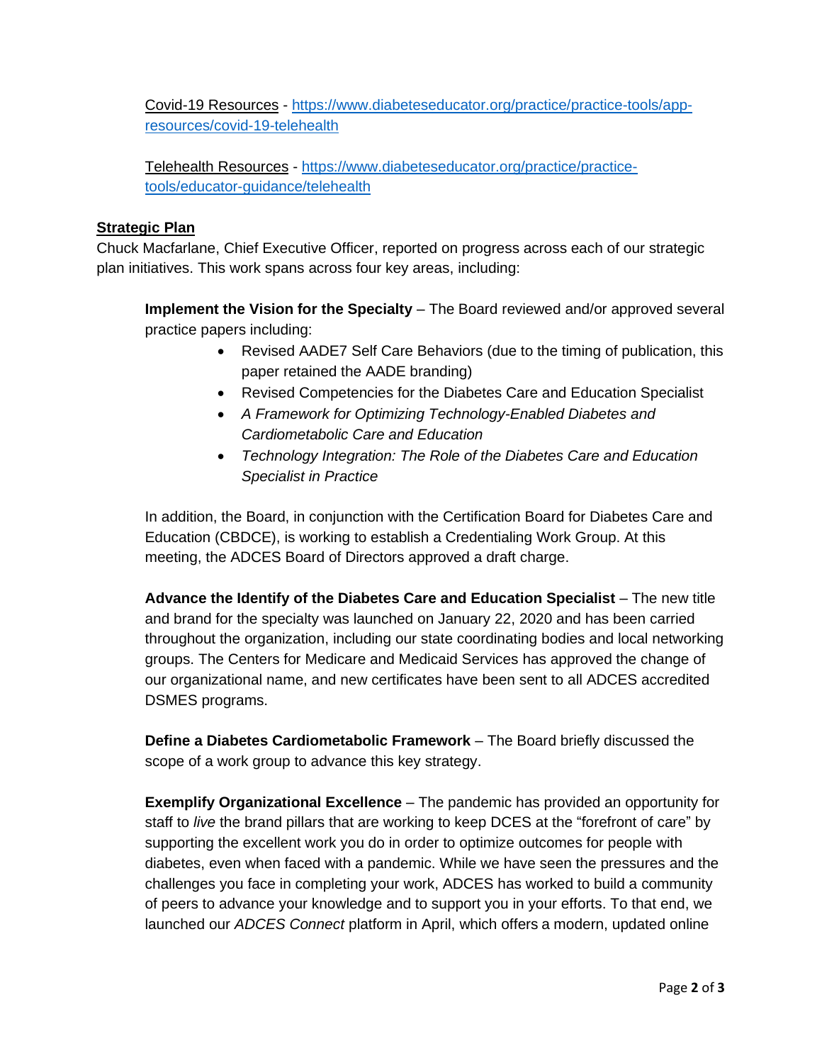Covid-19 Resources - [https://www.diabeteseducator.org/practice/practice-tools/app-resources/covid-19-telehealth](https://www.diabeteseducator.org/practice/practice-tools/app-resources/covid-19-telehealth)

Telehealth Resources - [https://www.diabeteseducator.org/practice/practice-tools/educator-guidance/telehealth](https://www.diabeteseducator.org/practice/practice-tools/educator-guidance/telehealth)

**Strategic Plan**

Chuck Macfarlane, Chief Executive Officer, reported on progress across each of our strategic plan initiatives. This work spans across four key areas, including:

**Implement the Vision for the Specialty** – The Board reviewed and/or approved several practice papers including:

- Revised AADE7 Self Care Behaviors (due to the timing of publication, this paper retained the AADE branding)
- Revised Competencies for the Diabetes Care and Education Specialist
- *A Framework for Optimizing Technology-Enabled Diabetes and Cardiometabolic Care and Education*
- *Technology Integration: The Role of the Diabetes Care and Education Specialist in Practice*

In addition, the Board, in conjunction with the Certification Board for Diabetes Care and Education (CBDCE), is working to establish a Credentialing Work Group. At this meeting, the ADCES Board of Directors approved a draft charge.

**Advance the Identify of the Diabetes Care and Education Specialist** – The new title and brand for the specialty was launched on January 22, 2020 and has been carried throughout the organization, including our state coordinating bodies and local networking groups. The Centers for Medicare and Medicaid Services has approved the change of our organizational name, and new certificates have been sent to all ADCES accredited DSMES programs.

**Define a Diabetes Cardiometabolic Framework** – The Board briefly discussed the scope of a work group to advance this key strategy.

**Exemplify Organizational Excellence** – The pandemic has provided an opportunity for staff to *live* the brand pillars that are working to keep DCES at the "forefront of care" by supporting the excellent work you do in order to optimize outcomes for people with diabetes, even when faced with a pandemic. While we have seen the pressures and the challenges you face in completing your work, ADCES has worked to build a community of peers to advance your knowledge and to support you in your efforts. To that end, we launched our *ADCES Connect* platform in April, which offers a modern, updated online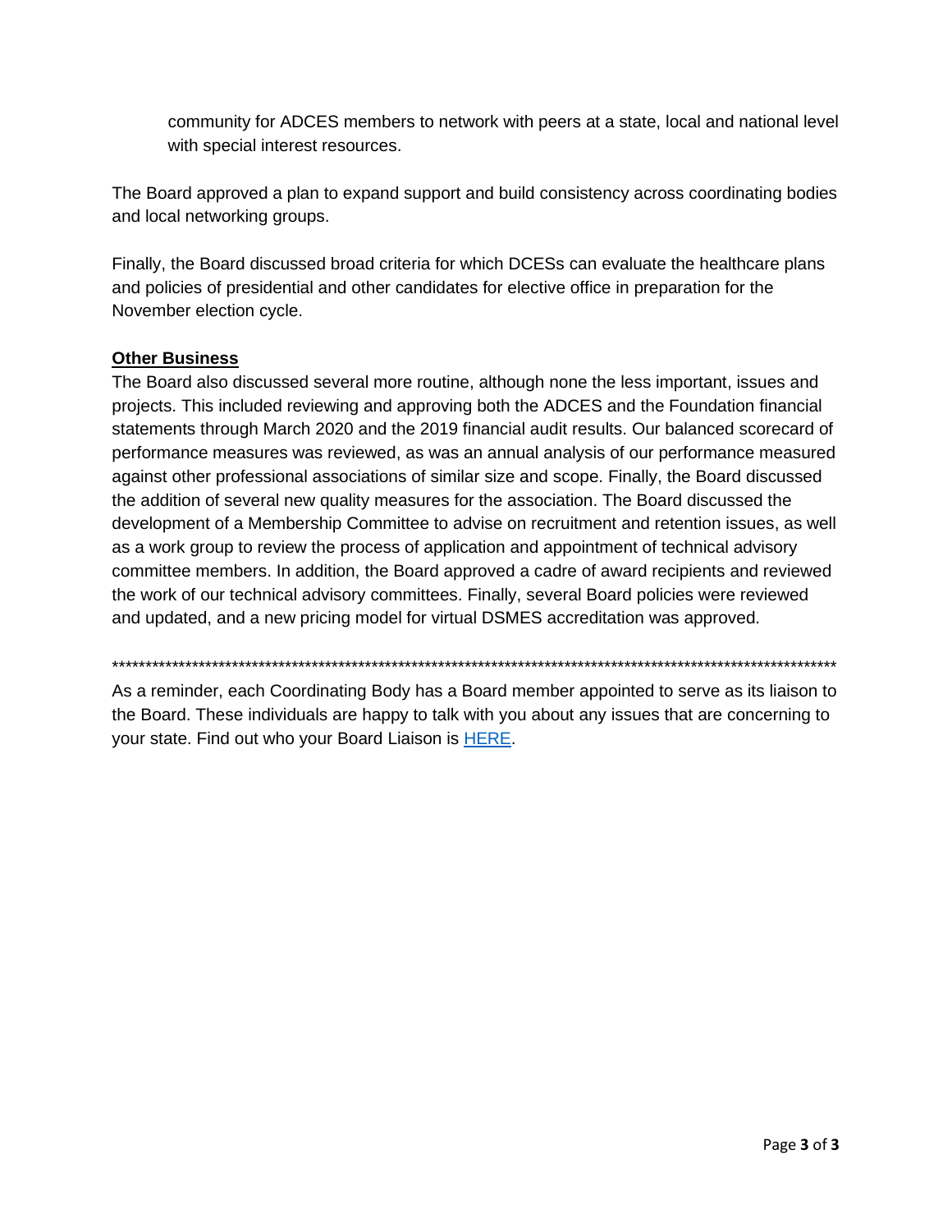community for ADCES members to network with peers at a state, local and national level with special interest resources.

The Board approved a plan to expand support and build consistency across coordinating bodies and local networking groups.

Finally, the Board discussed broad criteria for which DCESs can evaluate the healthcare plans and policies of presidential and other candidates for elective office in preparation for the November election cycle.

**Other Business**

The Board also discussed several more routine, although none the less important, issues and projects. This included reviewing and approving both the ADCES and the Foundation financial statements through March 2020 and the 2019 financial audit results. Our balanced scorecard of performance measures was reviewed, as was an annual analysis of our performance measured against other professional associations of similar size and scope. Finally, the Board discussed the addition of several new quality measures for the association. The Board discussed the development of a Membership Committee to advise on recruitment and retention issues, as well as a work group to review the process of application and appointment of technical advisory committee members. In addition, the Board approved a cadre of award recipients and reviewed the work of our technical advisory committees. Finally, several Board policies were reviewed and updated, and a new pricing model for virtual DSMES accreditation was approved.

\*\*\*\*\*\*\*\*\*\*\*\*\*\*\*\*\*\*\*\*\*\*\*\*\*\*\*\*\*\*\*\*\*\*\*\*\*\*\*\*\*\*\*\*\*\*\*\*\*\*\*\*\*\*\*\*\*\*\*\*\*\*\*\*\*\*\*\*\*\*\*\*\*\*\*\*\*\*\*\*\*\*\*\*\*\*\*\*\*\*\*\*\*\*\*\*\*\*\*\*\*\*\*\*\*\*\*\*\*\*\*\*

As a reminder, each Coordinating Body has a Board member appointed to serve as its liaison to the Board. These individuals are happy to talk with you about any issues that are concerning to your state. Find out who your Board Liaison is HERE.